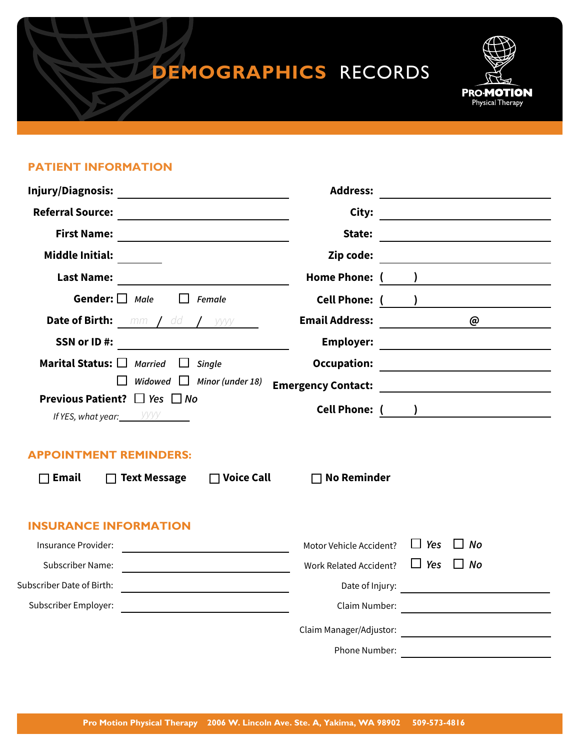# DEMOGRAPHICS RECORDS

PRO·MOTION Physical Therapy

## PATIENT INFORMATION

**Injury/Diagnosis:** ______________________

**Referral Source:** ______________________

**First Name:** ______________________

**Middle Initial:** ______

**Last Name:** ______________________

**Gender:** ☐ *Male* ☐ *Female*

**Date of Birth:** *mm* / *dd* / *yyyy*

**SSN or ID #:** ______________________

**Marital Status:** ☐ *Married* ☐ *Single* ☐ *Widowed* ☐ *Minor (under 18)*

**Previous Patient?** ☐ *Yes* ☐ *No*

*If YES, what year:* *yyyy*

**Address:** ______________________

**City:** ______________________

**State:** ______________________

**Zip code:** ______________________

**Home Phone:** (    ) ______________________

**Cell Phone:** (    ) ______________________

**Email Address:** ____________ @ ____________

**Employer:** ______________________

**Occupation:** ______________________

**Emergency Contact:** ______________________

**Cell Phone:** (    ) ______________________

## APPOINTMENT REMINDERS:

☐ **Email** ☐ **Text Message** ☐ **Voice Call** ☐ **No Reminder**

## INSURANCE INFORMATION

Insurance Provider: ______________________

Subscriber Name: ______________________

Subscriber Date of Birth: ______________________

Subscriber Employer: ______________________

Motor Vehicle Accident? ☐ *Yes* ☐ *No*

Work Related Accident? ☐ *Yes* ☐ *No*

Date of Injury: ______________________

Claim Number: ______________________

Claim Manager/Adjustor: ______________________

Phone Number: ______________________

**Pro Motion Physical Therapy 2006 W. Lincoln Ave. Ste. A, Yakima, WA 98902 509-573-4816**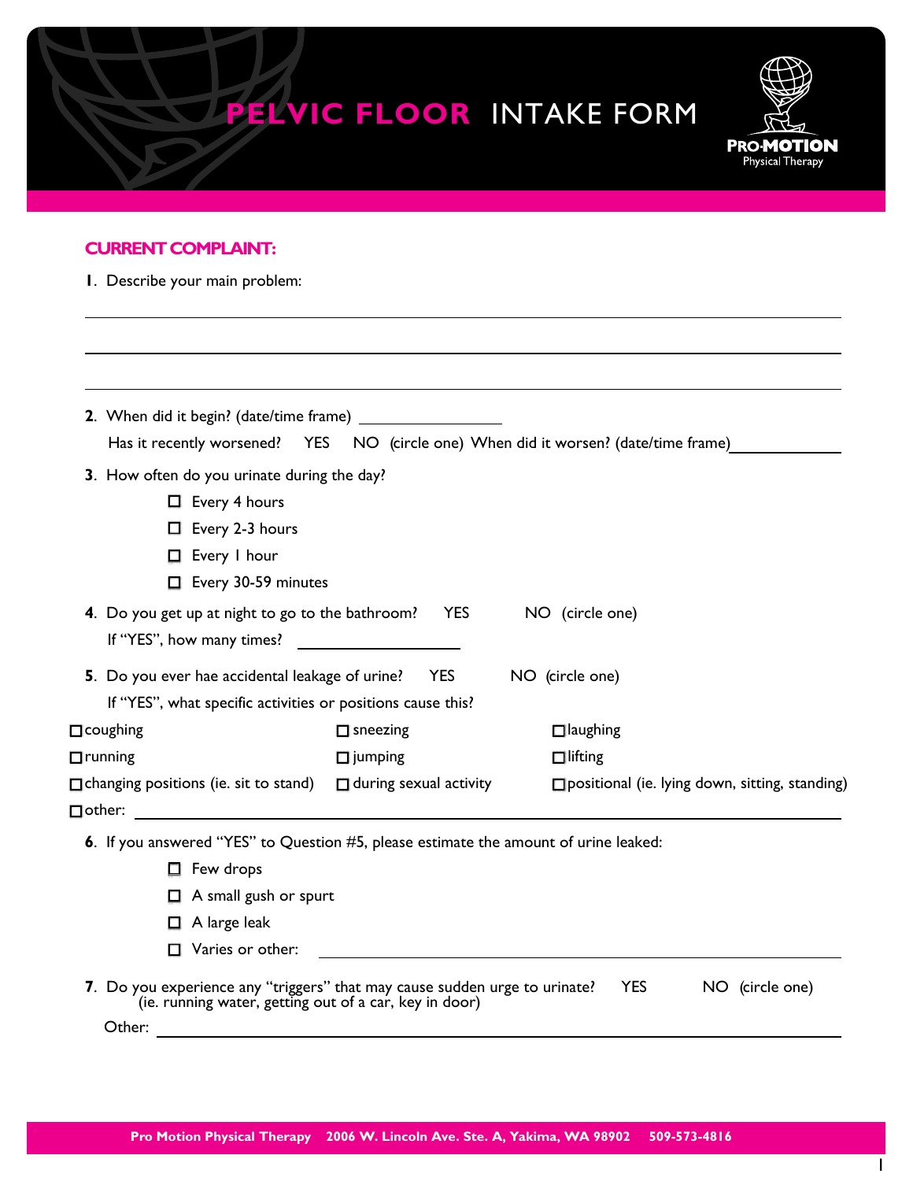# PELVIC FLOOR INTAKE FORM

PRO·MOTION Physical Therapy

## CURRENT COMPLAINT:

**1**. Describe your main problem:

_______________________________________________

_______________________________________________

_______________________________________________

**2**. When did it begin? (date/time frame) ______________

Has it recently worsened? YES NO (circle one) When did it worsen? (date/time frame)______________

**3**. How often do you urinate during the day?

- ☐ Every 4 hours
- ☐ Every 2-3 hours
- ☐ Every 1 hour
- ☐ Every 30-59 minutes

**4**. Do you get up at night to go to the bathroom? YES NO (circle one)

If "YES", how many times? ______________

**5**. Do you ever hae accidental leakage of urine? YES NO (circle one)

If "YES", what specific activities or positions cause this?

- ☐ coughing
- ☐ sneezing
- ☐ laughing
- ☐ running
- ☐ jumping
- ☐ lifting
- ☐ changing positions (ie. sit to stand)
- ☐ during sexual activity
- ☐ positional (ie. lying down, sitting, standing)
- ☐ other: ______________

**6**. If you answered "YES" to Question #5, please estimate the amount of urine leaked:

- ☐ Few drops
- ☐ A small gush or spurt
- ☐ A large leak
- ☐ Varies or other: ______________

**7**. Do you experience any "triggers" that may cause sudden urge to urinate? YES NO (circle one)
(ie. running water, getting out of a car, key in door)

Other: ______________

**Pro Motion Physical Therapy 2006 W. Lincoln Ave. Ste. A, Yakima, WA 98902 509-573-4816**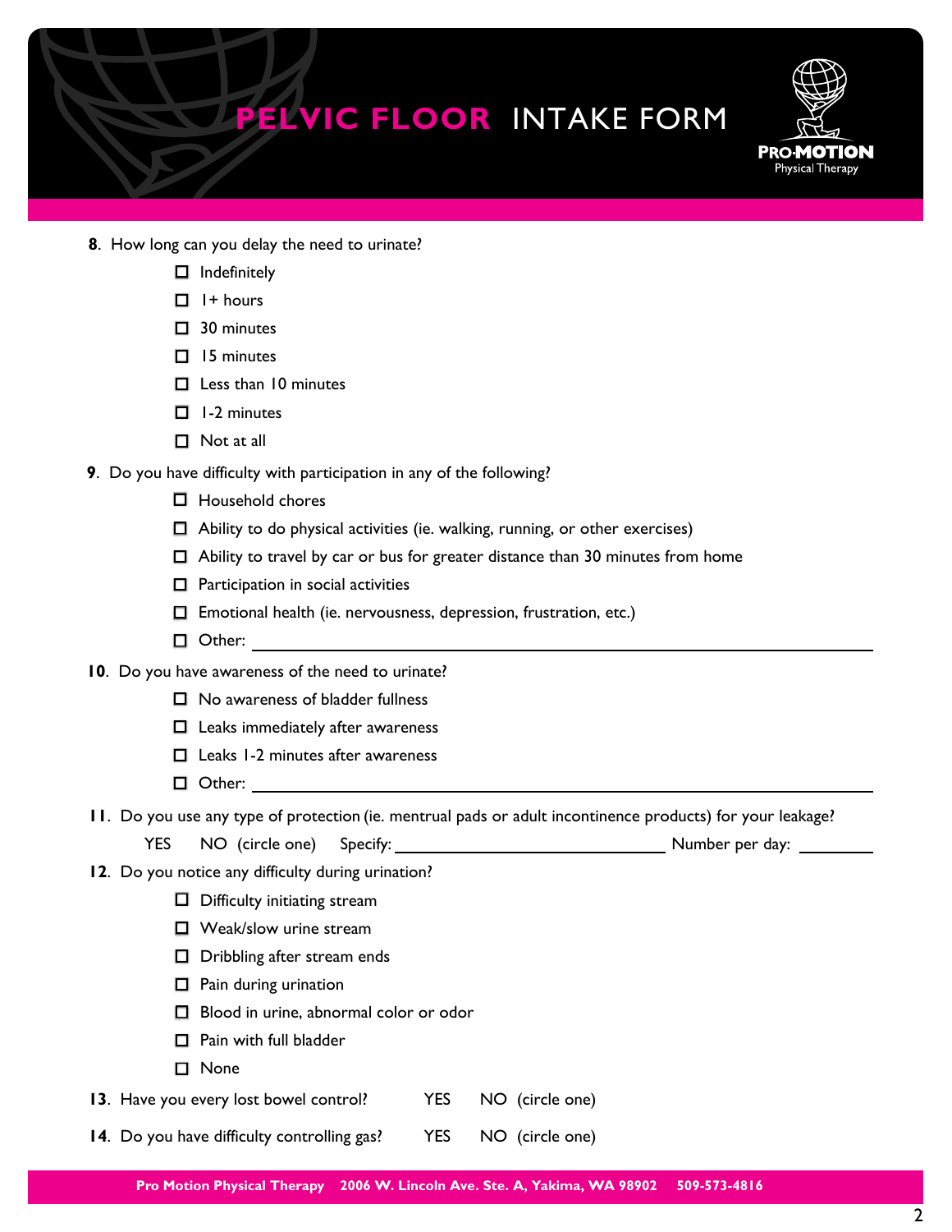# PELVIC FLOOR INTAKE FORM

**8**. How long can you delay the need to urinate?

- ☐ Indefinitely
- ☐ 1+ hours
- ☐ 30 minutes
- ☐ 15 minutes
- ☐ Less than 10 minutes
- ☐ 1-2 minutes
- ☐ Not at all

**9**. Do you have difficulty with participation in any of the following?

- ☐ Household chores
- ☐ Ability to do physical activities (ie. walking, running, or other exercises)
- ☐ Ability to travel by car or bus for greater distance than 30 minutes from home
- ☐ Participation in social activities
- ☐ Emotional health (ie. nervousness, depression, frustration, etc.)
- ☐ Other: ______________________________

**10**. Do you have awareness of the need to urinate?

- ☐ No awareness of bladder fullness
- ☐ Leaks immediately after awareness
- ☐ Leaks 1-2 minutes after awareness
- ☐ Other: ______________________________

**11**. Do you use any type of protection (ie. mentrual pads or adult incontinence products) for your leakage?

YES NO (circle one) Specify: ______________________ Number per day: ________

**12**. Do you notice any difficulty during urination?

- ☐ Difficulty initiating stream
- ☐ Weak/slow urine stream
- ☐ Dribbling after stream ends
- ☐ Pain during urination
- ☐ Blood in urine, abnormal color or odor
- ☐ Pain with full bladder
- ☐ None

**13**. Have you every lost bowel control? YES NO (circle one)

**14**. Do you have difficulty controlling gas? YES NO (circle one)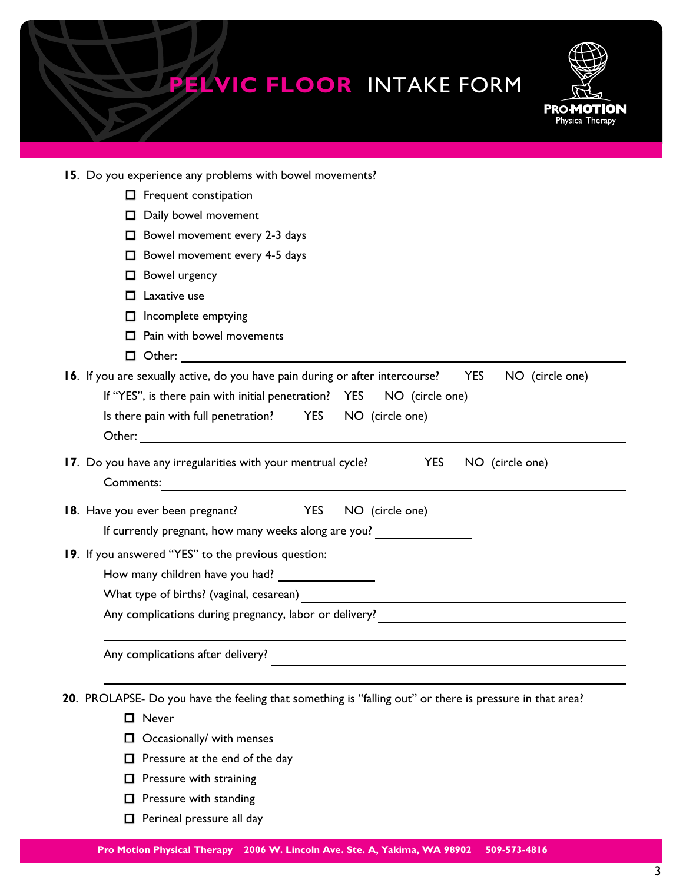# PELVIC FLOOR INTAKE FORM

**15**. Do you experience any problems with bowel movements?

- ☐ Frequent constipation
- ☐ Daily bowel movement
- ☐ Bowel movement every 2-3 days
- ☐ Bowel movement every 4-5 days
- ☐ Bowel urgency
- ☐ Laxative use
- ☐ Incomplete emptying
- ☐ Pain with bowel movements
- ☐ Other: ______________________________

**16**. If you are sexually active, do you have pain during or after intercourse? YES NO (circle one)

If "YES", is there pain with initial penetration? YES NO (circle one)

Is there pain with full penetration? YES NO (circle one)

Other: ______________________________

**17**. Do you have any irregularities with your mentrual cycle? YES NO (circle one)

Comments: ______________________________

**18**. Have you ever been pregnant? YES NO (circle one)

If currently pregnant, how many weeks along are you? ____________

**19**. If you answered "YES" to the previous question:

How many children have you had? ____________

What type of births? (vaginal, cesarean) ______________________________

Any complications during pregnancy, labor or delivery? ______________________________

______________________________

Any complications after delivery? ______________________________

______________________________

**20**. PROLAPSE- Do you have the feeling that something is "falling out" or there is pressure in that area?

- ☐ Never
- ☐ Occasionally/ with menses
- ☐ Pressure at the end of the day
- ☐ Pressure with straining
- ☐ Pressure with standing
- ☐ Perineal pressure all day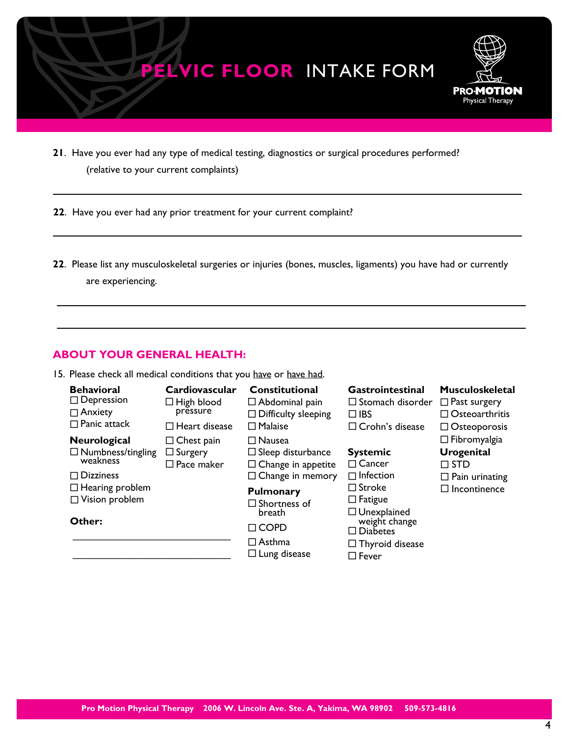# PELVIC FLOOR INTAKE FORM

**21**. Have you ever had any type of medical testing, diagnostics or surgical procedures performed? (relative to your current complaints)

______________________________________________________________________

**22**. Have you ever had any prior treatment for your current complaint?

______________________________________________________________________

**22**. Please list any musculoskeletal surgeries or injuries (bones, muscles, ligaments) you have had or currently are experiencing.

______________________________________________________________________

______________________________________________________________________

## ABOUT YOUR GENERAL HEALTH:

15. Please check all medical conditions that you have or have had.

**Behavioral**
- ☐ Depression
- ☐ Anxiety
- ☐ Panic attack

**Neurological**
- ☐ Numbness/tingling weakness
- ☐ Dizziness
- ☐ Hearing problem
- ☐ Vision problem

**Other:**

______________________________

______________________________

**Cardiovascular**
- ☐ High blood pressure
- ☐ Heart disease
- ☐ Chest pain
- ☐ Surgery
- ☐ Pace maker

**Constitutional**
- ☐ Abdominal pain
- ☐ Difficulty sleeping
- ☐ Malaise
- ☐ Nausea
- ☐ Sleep disturbance
- ☐ Change in appetite
- ☐ Change in memory

**Pulmonary**
- ☐ Shortness of breath
- ☐ COPD
- ☐ Asthma
- ☐ Lung disease

**Gastrointestinal**
- ☐ Stomach disorder
- ☐ IBS
- ☐ Crohn's disease

**Systemic**
- ☐ Cancer
- ☐ Infection
- ☐ Stroke
- ☐ Fatigue
- ☐ Unexplained weight change
- ☐ Diabetes
- ☐ Thyroid disease
- ☐ Fever

**Musculoskeletal**
- ☐ Past surgery
- ☐ Osteoarthritis
- ☐ Osteoporosis
- ☐ Fibromyalgia

**Urogenital**
- ☐ STD
- ☐ Pain urinating
- ☐ Incontinence

Pro Motion Physical Therapy 2006 W. Lincoln Ave. Ste. A, Yakima, WA 98902 509-573-4816